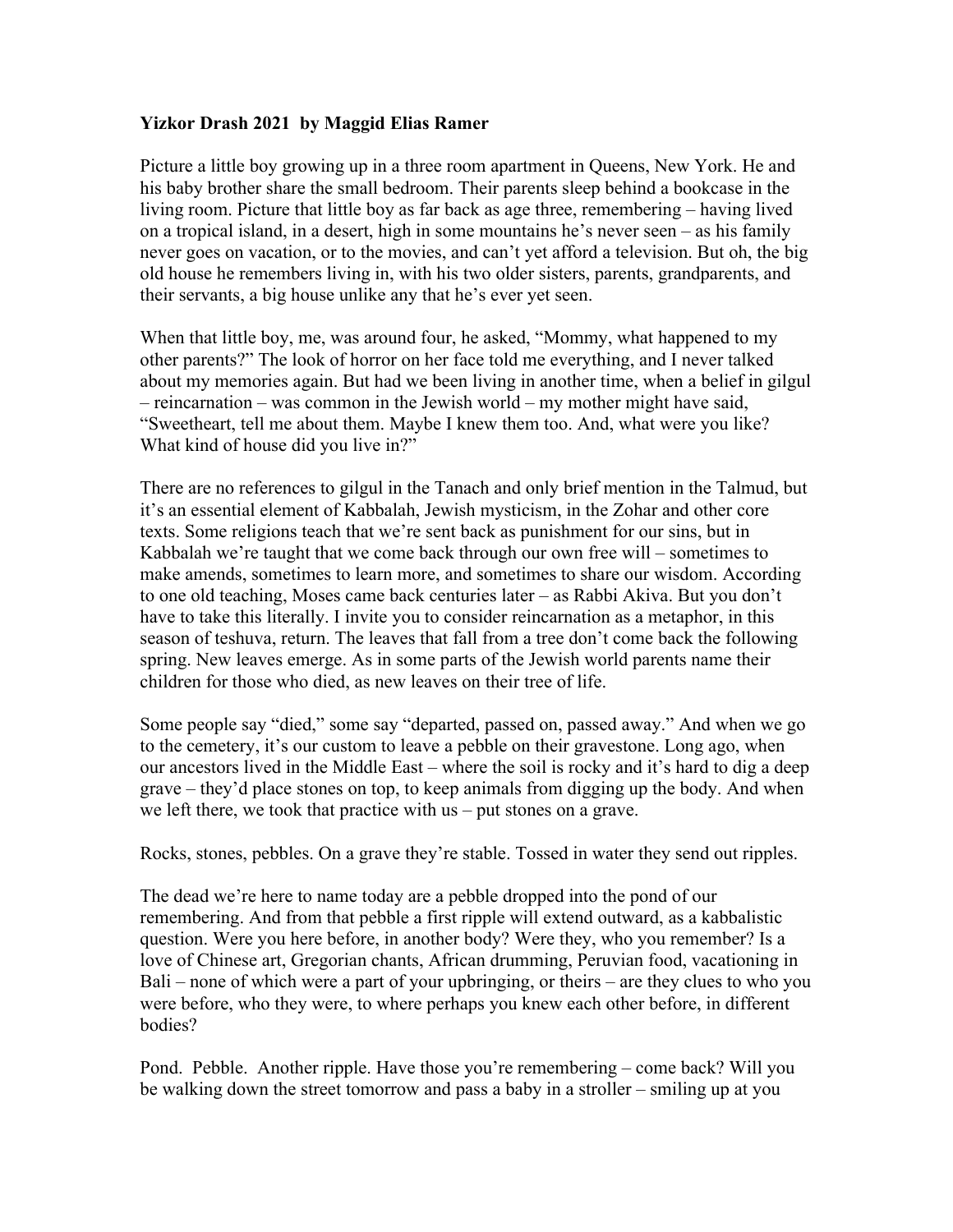**Yizkor Drash 2021 by Maggid Elias Ramer**

Picture a little boy growing up in a three room apartment in Queens, New York. He and his baby brother share the small bedroom. Their parents sleep behind a bookcase in the living room. Picture that little boy as far back as age three, remembering – having lived on a tropical island, in a desert, high in some mountains he's never seen – as his family never goes on vacation, or to the movies, and can't yet afford a television. But oh, the big old house he remembers living in, with his two older sisters, parents, grandparents, and their servants, a big house unlike any that he's ever yet seen.

When that little boy, me, was around four, he asked, "Mommy, what happened to my other parents?" The look of horror on her face told me everything, and I never talked about my memories again. But had we been living in another time, when a belief in gilgul – reincarnation – was common in the Jewish world – my mother might have said, "Sweetheart, tell me about them. Maybe I knew them too. And, what were you like? What kind of house did you live in?"

There are no references to gilgul in the Tanach and only brief mention in the Talmud, but it's an essential element of Kabbalah, Jewish mysticism, in the Zohar and other core texts. Some religions teach that we're sent back as punishment for our sins, but in Kabbalah we're taught that we come back through our own free will – sometimes to make amends, sometimes to learn more, and sometimes to share our wisdom. According to one old teaching, Moses came back centuries later – as Rabbi Akiva. But you don't have to take this literally. I invite you to consider reincarnation as a metaphor, in this season of teshuva, return. The leaves that fall from a tree don't come back the following spring. New leaves emerge. As in some parts of the Jewish world parents name their children for those who died, as new leaves on their tree of life.

Some people say "died," some say "departed, passed on, passed away." And when we go to the cemetery, it's our custom to leave a pebble on their gravestone. Long ago, when our ancestors lived in the Middle East – where the soil is rocky and it's hard to dig a deep grave – they'd place stones on top, to keep animals from digging up the body. And when we left there, we took that practice with us – put stones on a grave.

Rocks, stones, pebbles. On a grave they're stable. Tossed in water they send out ripples.

The dead we're here to name today are a pebble dropped into the pond of our remembering. And from that pebble a first ripple will extend outward, as a kabbalistic question. Were you here before, in another body? Were they, who you remember? Is a love of Chinese art, Gregorian chants, African drumming, Peruvian food, vacationing in Bali – none of which were a part of your upbringing, or theirs – are they clues to who you were before, who they were, to where perhaps you knew each other before, in different bodies?

Pond. Pebble. Another ripple. Have those you're remembering – come back? Will you be walking down the street tomorrow and pass a baby in a stroller – smiling up at you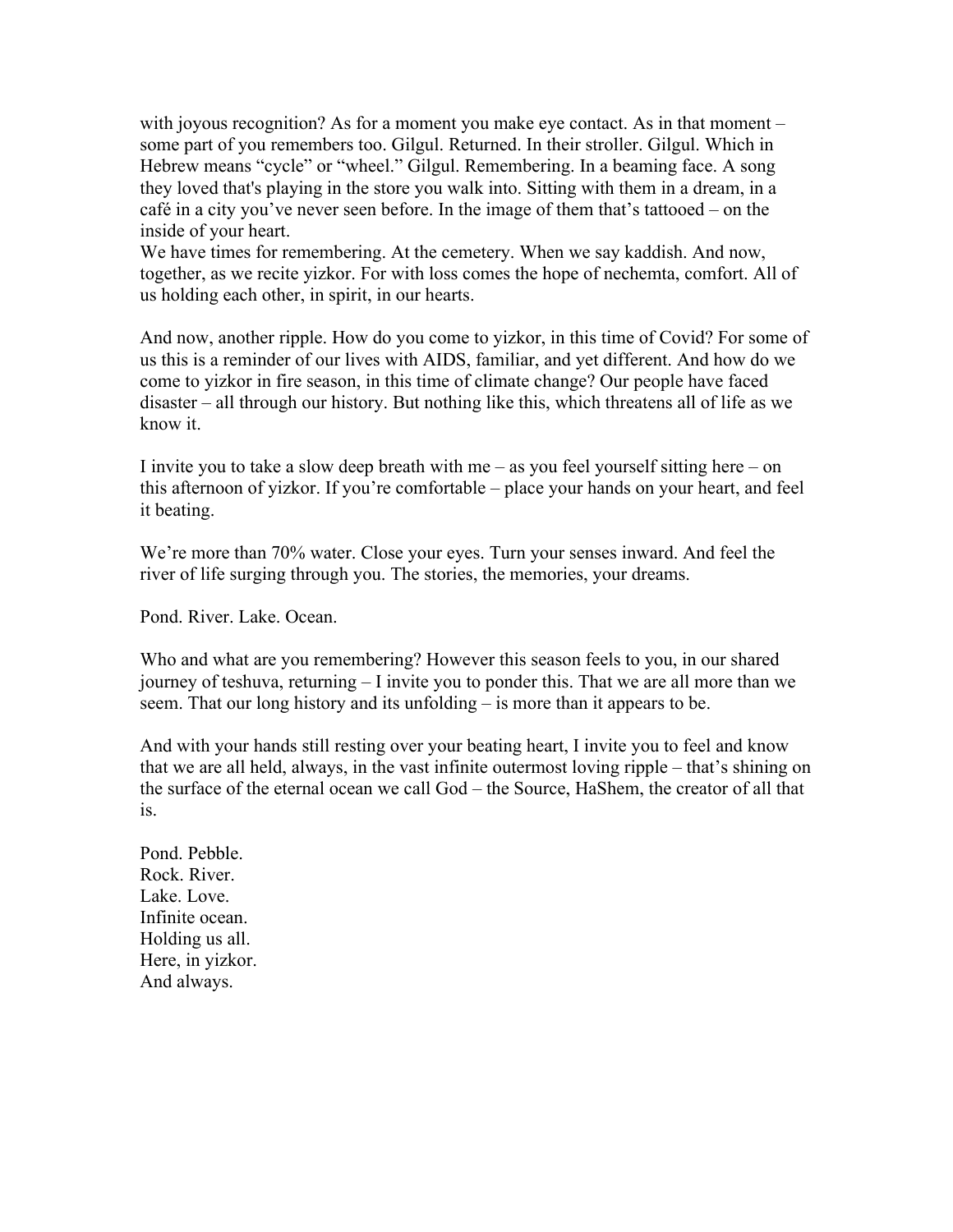with joyous recognition? As for a moment you make eye contact. As in that moment – some part of you remembers too. Gilgul. Returned. In their stroller. Gilgul. Which in Hebrew means "cycle" or "wheel." Gilgul. Remembering. In a beaming face. A song they loved that's playing in the store you walk into. Sitting with them in a dream, in a café in a city you've never seen before. In the image of them that's tattooed – on the inside of your heart.
We have times for remembering. At the cemetery. When we say kaddish. And now, together, as we recite yizkor. For with loss comes the hope of nechemta, comfort. All of us holding each other, in spirit, in our hearts.

And now, another ripple. How do you come to yizkor, in this time of Covid? For some of us this is a reminder of our lives with AIDS, familiar, and yet different. And how do we come to yizkor in fire season, in this time of climate change? Our people have faced disaster – all through our history. But nothing like this, which threatens all of life as we know it.

I invite you to take a slow deep breath with me – as you feel yourself sitting here – on this afternoon of yizkor. If you're comfortable – place your hands on your heart, and feel it beating.

We're more than 70% water. Close your eyes. Turn your senses inward. And feel the river of life surging through you. The stories, the memories, your dreams.

Pond. River. Lake. Ocean.

Who and what are you remembering? However this season feels to you, in our shared journey of teshuva, returning – I invite you to ponder this. That we are all more than we seem. That our long history and its unfolding – is more than it appears to be.

And with your hands still resting over your beating heart, I invite you to feel and know that we are all held, always, in the vast infinite outermost loving ripple – that's shining on the surface of the eternal ocean we call God – the Source, HaShem, the creator of all that is.

Pond. Pebble.
Rock. River.
Lake. Love.
Infinite ocean.
Holding us all.
Here, in yizkor.
And always.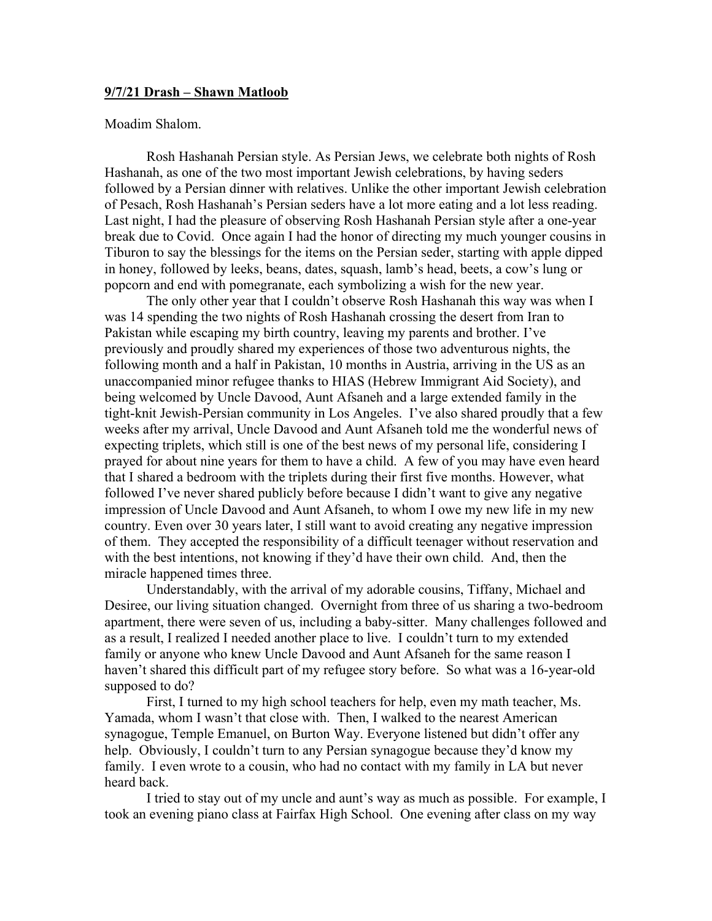**9/7/21 Drash – Shawn Matloob**

Moadim Shalom.

Rosh Hashanah Persian style. As Persian Jews, we celebrate both nights of Rosh Hashanah, as one of the two most important Jewish celebrations, by having seders followed by a Persian dinner with relatives. Unlike the other important Jewish celebration of Pesach, Rosh Hashanah's Persian seders have a lot more eating and a lot less reading. Last night, I had the pleasure of observing Rosh Hashanah Persian style after a one-year break due to Covid. Once again I had the honor of directing my much younger cousins in Tiburon to say the blessings for the items on the Persian seder, starting with apple dipped in honey, followed by leeks, beans, dates, squash, lamb's head, beets, a cow's lung or popcorn and end with pomegranate, each symbolizing a wish for the new year.

The only other year that I couldn't observe Rosh Hashanah this way was when I was 14 spending the two nights of Rosh Hashanah crossing the desert from Iran to Pakistan while escaping my birth country, leaving my parents and brother. I've previously and proudly shared my experiences of those two adventurous nights, the following month and a half in Pakistan, 10 months in Austria, arriving in the US as an unaccompanied minor refugee thanks to HIAS (Hebrew Immigrant Aid Society), and being welcomed by Uncle Davood, Aunt Afsaneh and a large extended family in the tight-knit Jewish-Persian community in Los Angeles. I've also shared proudly that a few weeks after my arrival, Uncle Davood and Aunt Afsaneh told me the wonderful news of expecting triplets, which still is one of the best news of my personal life, considering I prayed for about nine years for them to have a child. A few of you may have even heard that I shared a bedroom with the triplets during their first five months. However, what followed I've never shared publicly before because I didn't want to give any negative impression of Uncle Davood and Aunt Afsaneh, to whom I owe my new life in my new country. Even over 30 years later, I still want to avoid creating any negative impression of them. They accepted the responsibility of a difficult teenager without reservation and with the best intentions, not knowing if they'd have their own child. And, then the miracle happened times three.

Understandably, with the arrival of my adorable cousins, Tiffany, Michael and Desiree, our living situation changed. Overnight from three of us sharing a two-bedroom apartment, there were seven of us, including a baby-sitter. Many challenges followed and as a result, I realized I needed another place to live. I couldn't turn to my extended family or anyone who knew Uncle Davood and Aunt Afsaneh for the same reason I haven't shared this difficult part of my refugee story before. So what was a 16-year-old supposed to do?

First, I turned to my high school teachers for help, even my math teacher, Ms. Yamada, whom I wasn't that close with. Then, I walked to the nearest American synagogue, Temple Emanuel, on Burton Way. Everyone listened but didn't offer any help. Obviously, I couldn't turn to any Persian synagogue because they'd know my family. I even wrote to a cousin, who had no contact with my family in LA but never heard back.

I tried to stay out of my uncle and aunt's way as much as possible. For example, I took an evening piano class at Fairfax High School. One evening after class on my way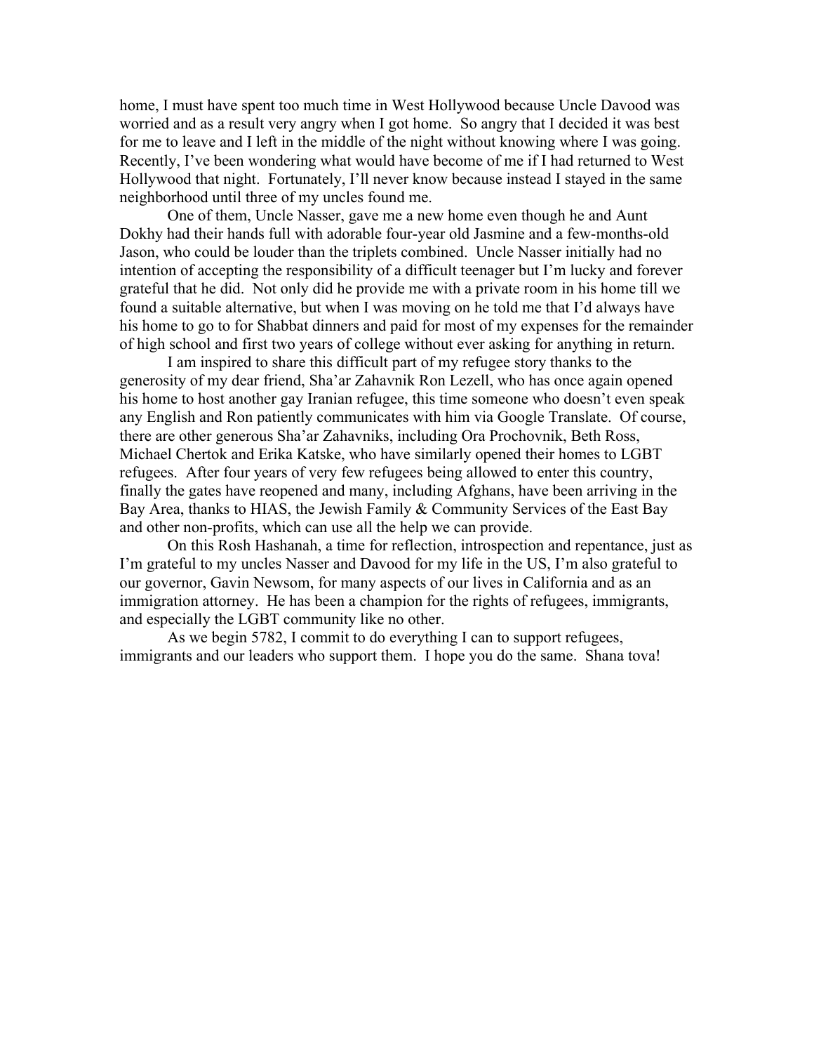home, I must have spent too much time in West Hollywood because Uncle Davood was worried and as a result very angry when I got home. So angry that I decided it was best for me to leave and I left in the middle of the night without knowing where I was going. Recently, I've been wondering what would have become of me if I had returned to West Hollywood that night. Fortunately, I'll never know because instead I stayed in the same neighborhood until three of my uncles found me.

One of them, Uncle Nasser, gave me a new home even though he and Aunt Dokhy had their hands full with adorable four-year old Jasmine and a few-months-old Jason, who could be louder than the triplets combined. Uncle Nasser initially had no intention of accepting the responsibility of a difficult teenager but I'm lucky and forever grateful that he did. Not only did he provide me with a private room in his home till we found a suitable alternative, but when I was moving on he told me that I'd always have his home to go to for Shabbat dinners and paid for most of my expenses for the remainder of high school and first two years of college without ever asking for anything in return.

I am inspired to share this difficult part of my refugee story thanks to the generosity of my dear friend, Sha'ar Zahavnik Ron Lezell, who has once again opened his home to host another gay Iranian refugee, this time someone who doesn't even speak any English and Ron patiently communicates with him via Google Translate. Of course, there are other generous Sha'ar Zahavniks, including Ora Prochovnik, Beth Ross, Michael Chertok and Erika Katske, who have similarly opened their homes to LGBT refugees. After four years of very few refugees being allowed to enter this country, finally the gates have reopened and many, including Afghans, have been arriving in the Bay Area, thanks to HIAS, the Jewish Family & Community Services of the East Bay and other non-profits, which can use all the help we can provide.

On this Rosh Hashanah, a time for reflection, introspection and repentance, just as I'm grateful to my uncles Nasser and Davood for my life in the US, I'm also grateful to our governor, Gavin Newsom, for many aspects of our lives in California and as an immigration attorney. He has been a champion for the rights of refugees, immigrants, and especially the LGBT community like no other.

As we begin 5782, I commit to do everything I can to support refugees, immigrants and our leaders who support them. I hope you do the same. Shana tova!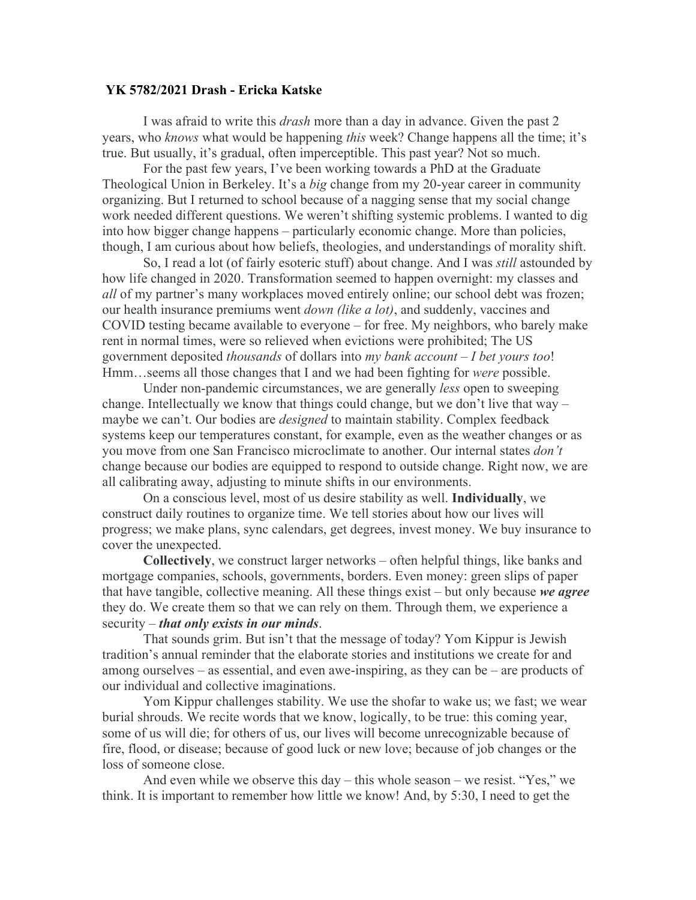**YK 5782/2021 Drash - Ericka Katske**

I was afraid to write this *drash* more than a day in advance. Given the past 2 years, who *knows* what would be happening *this* week? Change happens all the time; it's true. But usually, it's gradual, often imperceptible. This past year? Not so much.

For the past few years, I've been working towards a PhD at the Graduate Theological Union in Berkeley. It's a *big* change from my 20-year career in community organizing. But I returned to school because of a nagging sense that my social change work needed different questions. We weren't shifting systemic problems. I wanted to dig into how bigger change happens – particularly economic change. More than policies, though, I am curious about how beliefs, theologies, and understandings of morality shift.

So, I read a lot (of fairly esoteric stuff) about change. And I was *still* astounded by how life changed in 2020. Transformation seemed to happen overnight: my classes and *all* of my partner's many workplaces moved entirely online; our school debt was frozen; our health insurance premiums went *down (like a lot)*, and suddenly, vaccines and COVID testing became available to everyone – for free. My neighbors, who barely make rent in normal times, were so relieved when evictions were prohibited; The US government deposited *thousands* of dollars into *my bank account – I bet yours too*! Hmm…seems all those changes that I and we had been fighting for *were* possible.

Under non-pandemic circumstances, we are generally *less* open to sweeping change. Intellectually we know that things could change, but we don't live that way – maybe we can't. Our bodies are *designed* to maintain stability. Complex feedback systems keep our temperatures constant, for example, even as the weather changes or as you move from one San Francisco microclimate to another. Our internal states *don't* change because our bodies are equipped to respond to outside change. Right now, we are all calibrating away, adjusting to minute shifts in our environments.

On a conscious level, most of us desire stability as well. **Individually**, we construct daily routines to organize time. We tell stories about how our lives will progress; we make plans, sync calendars, get degrees, invest money. We buy insurance to cover the unexpected.

**Collectively**, we construct larger networks – often helpful things, like banks and mortgage companies, schools, governments, borders. Even money: green slips of paper that have tangible, collective meaning. All these things exist – but only because ***we agree*** they do. We create them so that we can rely on them. Through them, we experience a security – ***that only exists in our minds***.

That sounds grim. But isn't that the message of today? Yom Kippur is Jewish tradition's annual reminder that the elaborate stories and institutions we create for and among ourselves – as essential, and even awe-inspiring, as they can be – are products of our individual and collective imaginations.

Yom Kippur challenges stability. We use the shofar to wake us; we fast; we wear burial shrouds. We recite words that we know, logically, to be true: this coming year, some of us will die; for others of us, our lives will become unrecognizable because of fire, flood, or disease; because of good luck or new love; because of job changes or the loss of someone close.

And even while we observe this day – this whole season – we resist. "Yes," we think. It is important to remember how little we know! And, by 5:30, I need to get the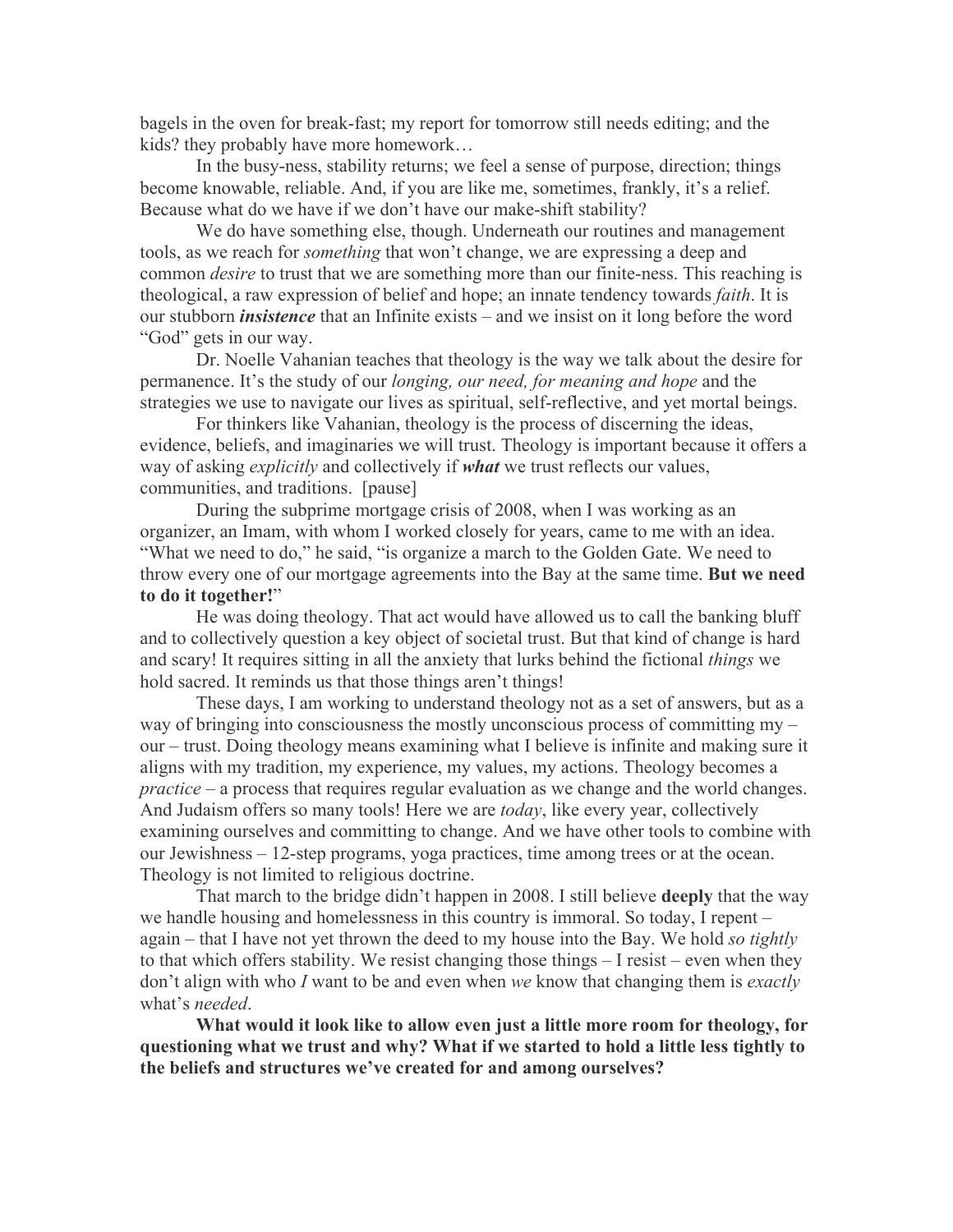bagels in the oven for break-fast; my report for tomorrow still needs editing; and the kids? they probably have more homework…

In the busy-ness, stability returns; we feel a sense of purpose, direction; things become knowable, reliable. And, if you are like me, sometimes, frankly, it's a relief. Because what do we have if we don't have our make-shift stability?

We do have something else, though. Underneath our routines and management tools, as we reach for *something* that won't change, we are expressing a deep and common *desire* to trust that we are something more than our finite-ness. This reaching is theological, a raw expression of belief and hope; an innate tendency towards *faith*. It is our stubborn ***insistence*** that an Infinite exists – and we insist on it long before the word "God" gets in our way.

Dr. Noelle Vahanian teaches that theology is the way we talk about the desire for permanence. It's the study of our *longing, our need, for meaning and hope* and the strategies we use to navigate our lives as spiritual, self-reflective, and yet mortal beings.

For thinkers like Vahanian, theology is the process of discerning the ideas, evidence, beliefs, and imaginaries we will trust. Theology is important because it offers a way of asking *explicitly* and collectively if ***what*** we trust reflects our values, communities, and traditions. [pause]

During the subprime mortgage crisis of 2008, when I was working as an organizer, an Imam, with whom I worked closely for years, came to me with an idea. "What we need to do," he said, "is organize a march to the Golden Gate. We need to throw every one of our mortgage agreements into the Bay at the same time. **But we need to do it together!**"

He was doing theology. That act would have allowed us to call the banking bluff and to collectively question a key object of societal trust. But that kind of change is hard and scary! It requires sitting in all the anxiety that lurks behind the fictional *things* we hold sacred. It reminds us that those things aren't things!

These days, I am working to understand theology not as a set of answers, but as a way of bringing into consciousness the mostly unconscious process of committing my – our – trust. Doing theology means examining what I believe is infinite and making sure it aligns with my tradition, my experience, my values, my actions. Theology becomes a *practice* – a process that requires regular evaluation as we change and the world changes. And Judaism offers so many tools! Here we are *today*, like every year, collectively examining ourselves and committing to change. And we have other tools to combine with our Jewishness – 12-step programs, yoga practices, time among trees or at the ocean. Theology is not limited to religious doctrine.

That march to the bridge didn't happen in 2008. I still believe **deeply** that the way we handle housing and homelessness in this country is immoral. So today, I repent – again – that I have not yet thrown the deed to my house into the Bay. We hold *so tightly* to that which offers stability. We resist changing those things – I resist – even when they don't align with who *I* want to be and even when *we* know that changing them is *exactly* what's *needed*.

**What would it look like to allow even just a little more room for theology, for questioning what we trust and why? What if we started to hold a little less tightly to the beliefs and structures we've created for and among ourselves?**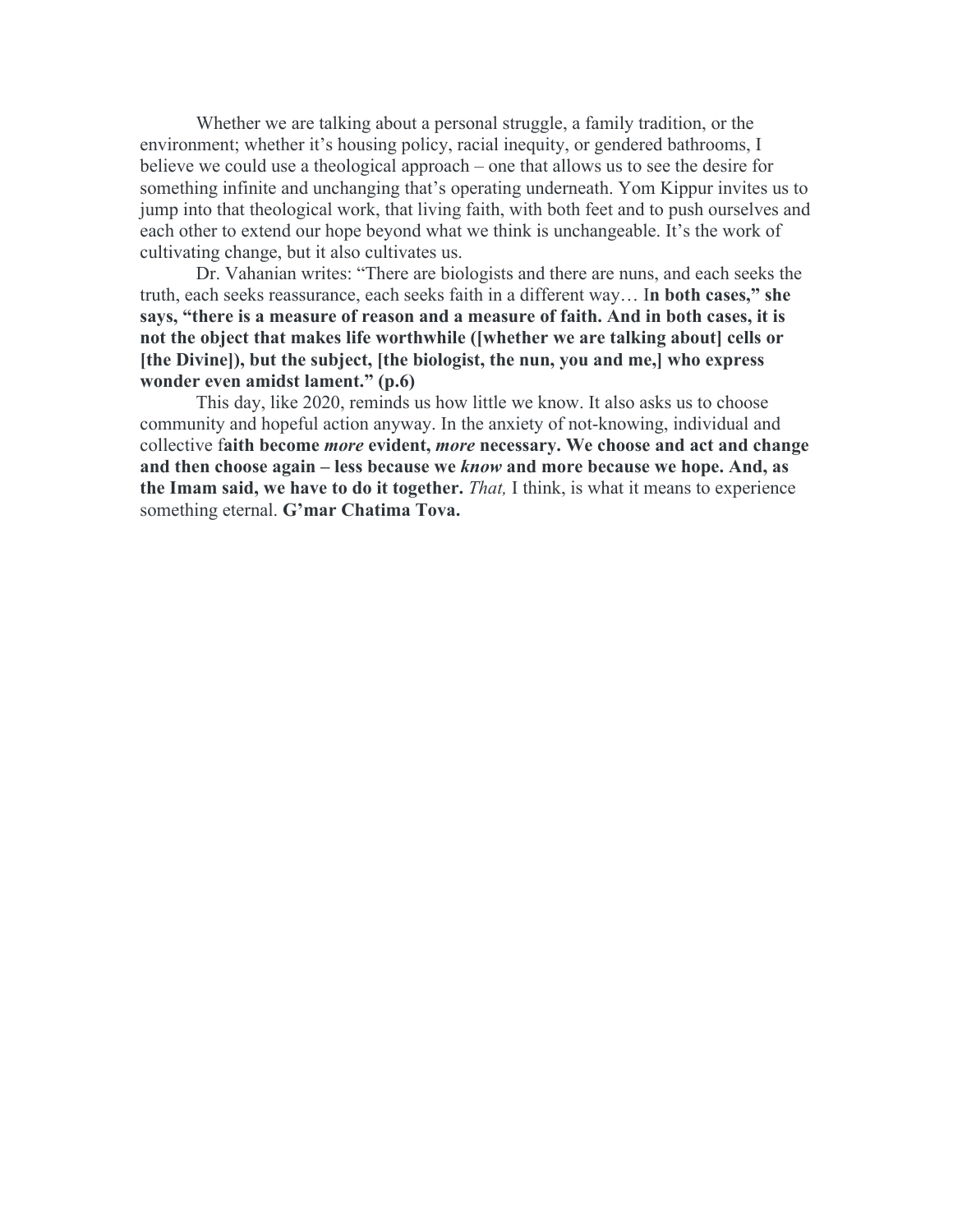Whether we are talking about a personal struggle, a family tradition, or the environment; whether it's housing policy, racial inequity, or gendered bathrooms, I believe we could use a theological approach – one that allows us to see the desire for something infinite and unchanging that's operating underneath. Yom Kippur invites us to jump into that theological work, that living faith, with both feet and to push ourselves and each other to extend our hope beyond what we think is unchangeable. It's the work of cultivating change, but it also cultivates us.

Dr. Vahanian writes: "There are biologists and there are nuns, and each seeks the truth, each seeks reassurance, each seeks faith in a different way… I**n both cases," she says, "there is a measure of reason and a measure of faith. And in both cases, it is not the object that makes life worthwhile ([whether we are talking about] cells or [the Divine]), but the subject, [the biologist, the nun, you and me,] who express wonder even amidst lament." (p.6)**

This day, like 2020, reminds us how little we know. It also asks us to choose community and hopeful action anyway. In the anxiety of not-knowing, individual and collective f**aith become *more* evident, *more* necessary. We choose and act and change and then choose again – less because we *know* and more because we hope. And, as the Imam said, we have to do it together.** *That,* I think, is what it means to experience something eternal. **G'mar Chatima Tova.**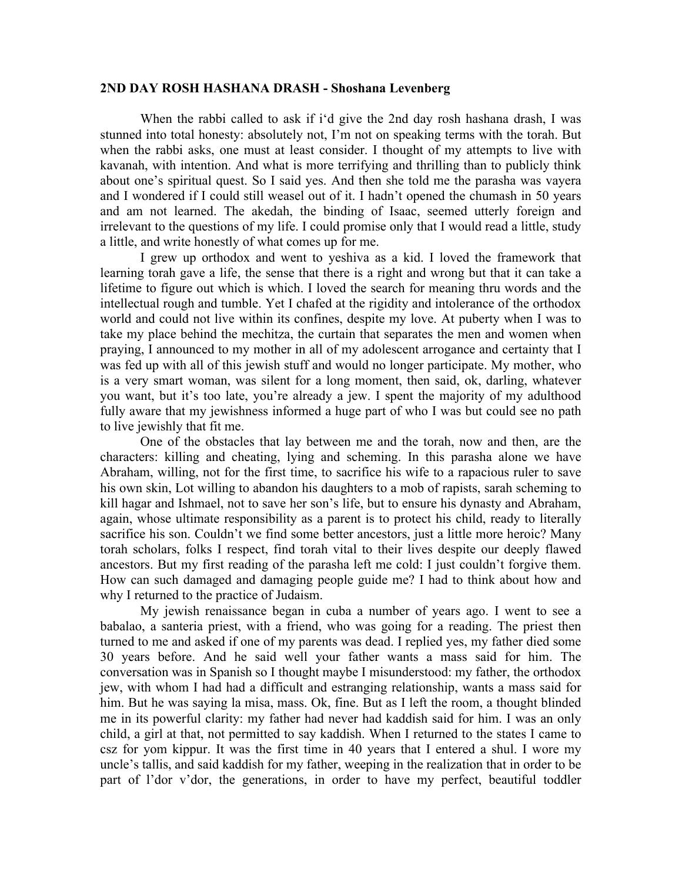**2ND DAY ROSH HASHANA DRASH - Shoshana Levenberg**

When the rabbi called to ask if i'd give the 2nd day rosh hashana drash, I was stunned into total honesty: absolutely not, I'm not on speaking terms with the torah. But when the rabbi asks, one must at least consider. I thought of my attempts to live with kavanah, with intention. And what is more terrifying and thrilling than to publicly think about one's spiritual quest. So I said yes. And then she told me the parasha was vayera and I wondered if I could still weasel out of it. I hadn't opened the chumash in 50 years and am not learned. The akedah, the binding of Isaac, seemed utterly foreign and irrelevant to the questions of my life. I could promise only that I would read a little, study a little, and write honestly of what comes up for me.

I grew up orthodox and went to yeshiva as a kid. I loved the framework that learning torah gave a life, the sense that there is a right and wrong but that it can take a lifetime to figure out which is which. I loved the search for meaning thru words and the intellectual rough and tumble. Yet I chafed at the rigidity and intolerance of the orthodox world and could not live within its confines, despite my love. At puberty when I was to take my place behind the mechitza, the curtain that separates the men and women when praying, I announced to my mother in all of my adolescent arrogance and certainty that I was fed up with all of this jewish stuff and would no longer participate. My mother, who is a very smart woman, was silent for a long moment, then said, ok, darling, whatever you want, but it's too late, you're already a jew. I spent the majority of my adulthood fully aware that my jewishness informed a huge part of who I was but could see no path to live jewishly that fit me.

One of the obstacles that lay between me and the torah, now and then, are the characters: killing and cheating, lying and scheming. In this parasha alone we have Abraham, willing, not for the first time, to sacrifice his wife to a rapacious ruler to save his own skin, Lot willing to abandon his daughters to a mob of rapists, sarah scheming to kill hagar and Ishmael, not to save her son's life, but to ensure his dynasty and Abraham, again, whose ultimate responsibility as a parent is to protect his child, ready to literally sacrifice his son. Couldn't we find some better ancestors, just a little more heroic? Many torah scholars, folks I respect, find torah vital to their lives despite our deeply flawed ancestors. But my first reading of the parasha left me cold: I just couldn't forgive them. How can such damaged and damaging people guide me? I had to think about how and why I returned to the practice of Judaism.

My jewish renaissance began in cuba a number of years ago. I went to see a babalao, a santeria priest, with a friend, who was going for a reading. The priest then turned to me and asked if one of my parents was dead. I replied yes, my father died some 30 years before. And he said well your father wants a mass said for him. The conversation was in Spanish so I thought maybe I misunderstood: my father, the orthodox jew, with whom I had had a difficult and estranging relationship, wants a mass said for him. But he was saying la misa, mass. Ok, fine. But as I left the room, a thought blinded me in its powerful clarity: my father had never had kaddish said for him. I was an only child, a girl at that, not permitted to say kaddish. When I returned to the states I came to csz for yom kippur. It was the first time in 40 years that I entered a shul. I wore my uncle's tallis, and said kaddish for my father, weeping in the realization that in order to be part of l'dor v'dor, the generations, in order to have my perfect, beautiful toddler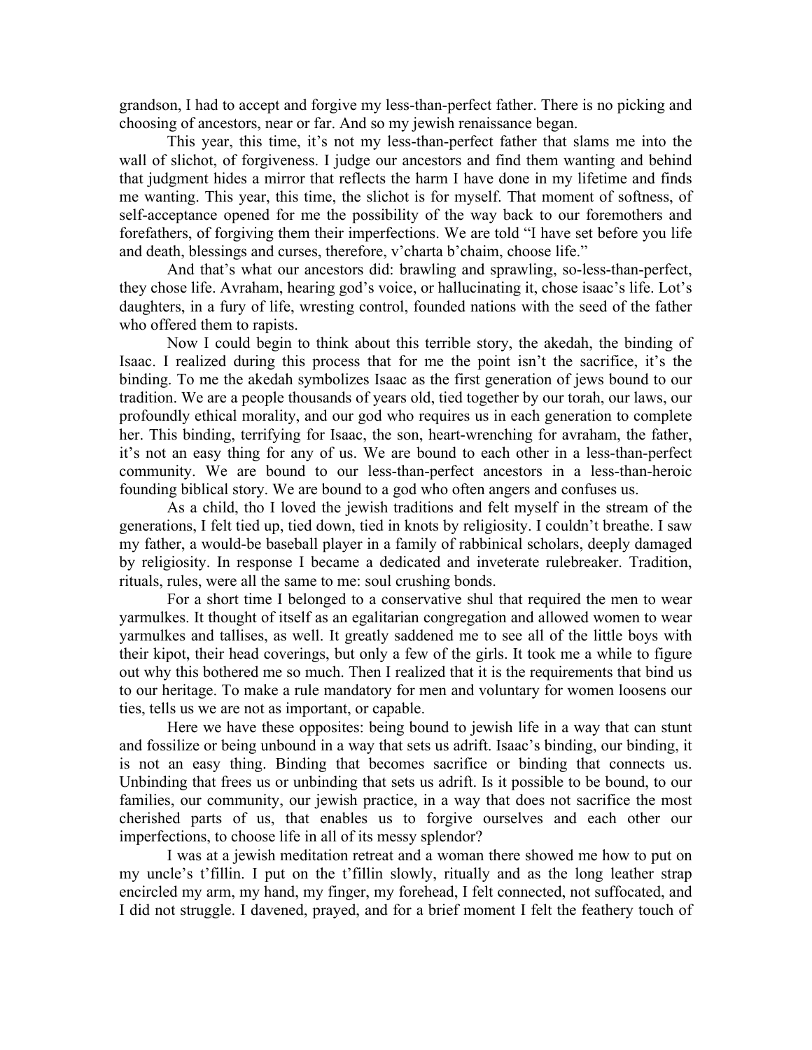grandson, I had to accept and forgive my less-than-perfect father. There is no picking and choosing of ancestors, near or far. And so my jewish renaissance began.

This year, this time, it's not my less-than-perfect father that slams me into the wall of slichot, of forgiveness. I judge our ancestors and find them wanting and behind that judgment hides a mirror that reflects the harm I have done in my lifetime and finds me wanting. This year, this time, the slichot is for myself. That moment of softness, of self-acceptance opened for me the possibility of the way back to our foremothers and forefathers, of forgiving them their imperfections. We are told "I have set before you life and death, blessings and curses, therefore, v'charta b'chaim, choose life."

And that's what our ancestors did: brawling and sprawling, so-less-than-perfect, they chose life. Avraham, hearing god's voice, or hallucinating it, chose isaac's life. Lot's daughters, in a fury of life, wresting control, founded nations with the seed of the father who offered them to rapists.

Now I could begin to think about this terrible story, the akedah, the binding of Isaac. I realized during this process that for me the point isn't the sacrifice, it's the binding. To me the akedah symbolizes Isaac as the first generation of jews bound to our tradition. We are a people thousands of years old, tied together by our torah, our laws, our profoundly ethical morality, and our god who requires us in each generation to complete her. This binding, terrifying for Isaac, the son, heart-wrenching for avraham, the father, it's not an easy thing for any of us. We are bound to each other in a less-than-perfect community. We are bound to our less-than-perfect ancestors in a less-than-heroic founding biblical story. We are bound to a god who often angers and confuses us.

As a child, tho I loved the jewish traditions and felt myself in the stream of the generations, I felt tied up, tied down, tied in knots by religiosity. I couldn't breathe. I saw my father, a would-be baseball player in a family of rabbinical scholars, deeply damaged by religiosity. In response I became a dedicated and inveterate rulebreaker. Tradition, rituals, rules, were all the same to me: soul crushing bonds.

For a short time I belonged to a conservative shul that required the men to wear yarmulkes. It thought of itself as an egalitarian congregation and allowed women to wear yarmulkes and tallises, as well. It greatly saddened me to see all of the little boys with their kipot, their head coverings, but only a few of the girls. It took me a while to figure out why this bothered me so much. Then I realized that it is the requirements that bind us to our heritage. To make a rule mandatory for men and voluntary for women loosens our ties, tells us we are not as important, or capable.

Here we have these opposites: being bound to jewish life in a way that can stunt and fossilize or being unbound in a way that sets us adrift. Isaac's binding, our binding, it is not an easy thing. Binding that becomes sacrifice or binding that connects us. Unbinding that frees us or unbinding that sets us adrift. Is it possible to be bound, to our families, our community, our jewish practice, in a way that does not sacrifice the most cherished parts of us, that enables us to forgive ourselves and each other our imperfections, to choose life in all of its messy splendor?

I was at a jewish meditation retreat and a woman there showed me how to put on my uncle's t'fillin. I put on the t'fillin slowly, ritually and as the long leather strap encircled my arm, my hand, my finger, my forehead, I felt connected, not suffocated, and I did not struggle. I davened, prayed, and for a brief moment I felt the feathery touch of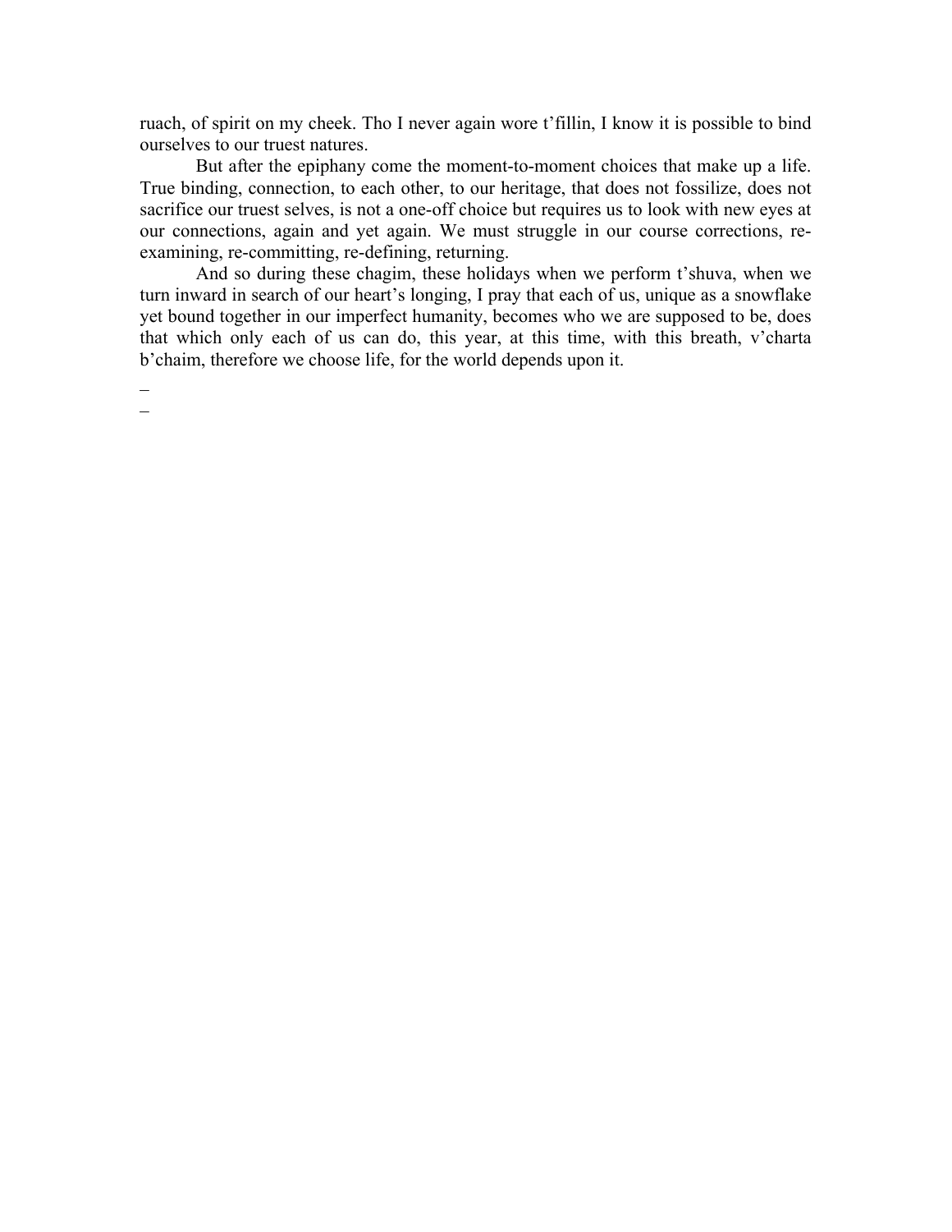ruach, of spirit on my cheek. Tho I never again wore t'fillin, I know it is possible to bind ourselves to our truest natures.

But after the epiphany come the moment-to-moment choices that make up a life. True binding, connection, to each other, to our heritage, that does not fossilize, does not sacrifice our truest selves, is not a one-off choice but requires us to look with new eyes at our connections, again and yet again. We must struggle in our course corrections, re-examining, re-committing, re-defining, returning.

And so during these chagim, these holidays when we perform t'shuva, when we turn inward in search of our heart's longing, I pray that each of us, unique as a snowflake yet bound together in our imperfect humanity, becomes who we are supposed to be, does that which only each of us can do, this year, at this time, with this breath, v'charta b'chaim, therefore we choose life, for the world depends upon it.

_

_